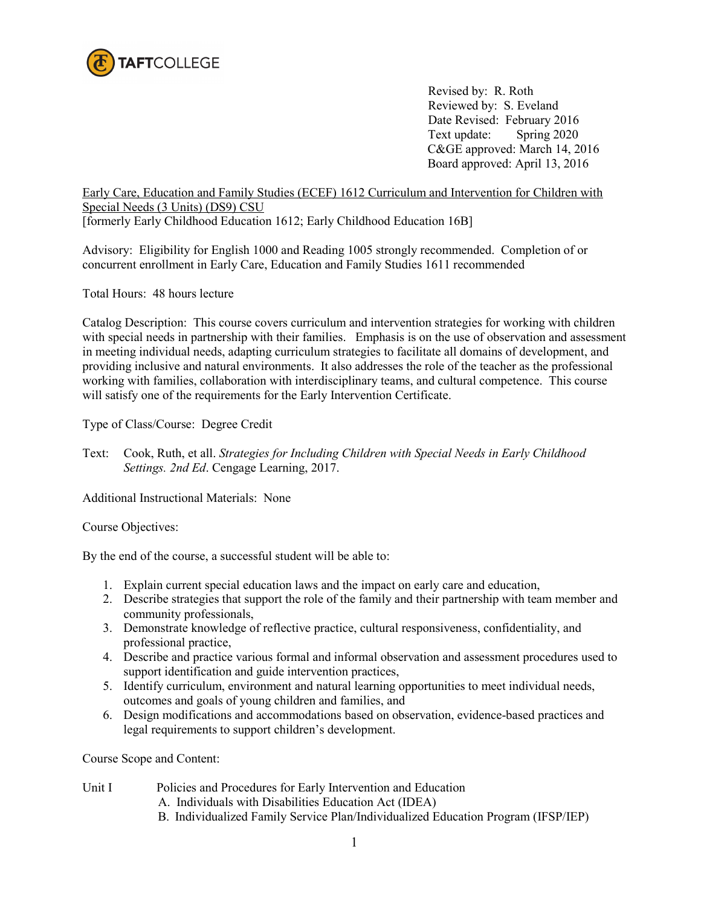TAFTCOLLEGE

Revised by: R. Roth
Reviewed by: S. Eveland
Date Revised: February 2016
Text update: Spring 2020
C&GE approved: March 14, 2016
Board approved: April 13, 2016

Early Care, Education and Family Studies (ECEF) 1612 Curriculum and Intervention for Children with Special Needs (3 Units) (DS9) CSU
[formerly Early Childhood Education 1612; Early Childhood Education 16B]

Advisory: Eligibility for English 1000 and Reading 1005 strongly recommended. Completion of or concurrent enrollment in Early Care, Education and Family Studies 1611 recommended

Total Hours: 48 hours lecture

Catalog Description: This course covers curriculum and intervention strategies for working with children with special needs in partnership with their families. Emphasis is on the use of observation and assessment in meeting individual needs, adapting curriculum strategies to facilitate all domains of development, and providing inclusive and natural environments. It also addresses the role of the teacher as the professional working with families, collaboration with interdisciplinary teams, and cultural competence. This course will satisfy one of the requirements for the Early Intervention Certificate.

Type of Class/Course: Degree Credit

Text: Cook, Ruth, et all. *Strategies for Including Children with Special Needs in Early Childhood Settings. 2nd Ed*. Cengage Learning, 2017.

Additional Instructional Materials: None

Course Objectives:

By the end of the course, a successful student will be able to:

1. Explain current special education laws and the impact on early care and education,
2. Describe strategies that support the role of the family and their partnership with team member and community professionals,
3. Demonstrate knowledge of reflective practice, cultural responsiveness, confidentiality, and professional practice,
4. Describe and practice various formal and informal observation and assessment procedures used to support identification and guide intervention practices,
5. Identify curriculum, environment and natural learning opportunities to meet individual needs, outcomes and goals of young children and families, and
6. Design modifications and accommodations based on observation, evidence-based practices and legal requirements to support children's development.

Course Scope and Content:

Unit I Policies and Procedures for Early Intervention and Education
- A. Individuals with Disabilities Education Act (IDEA)
- B. Individualized Family Service Plan/Individualized Education Program (IFSP/IEP)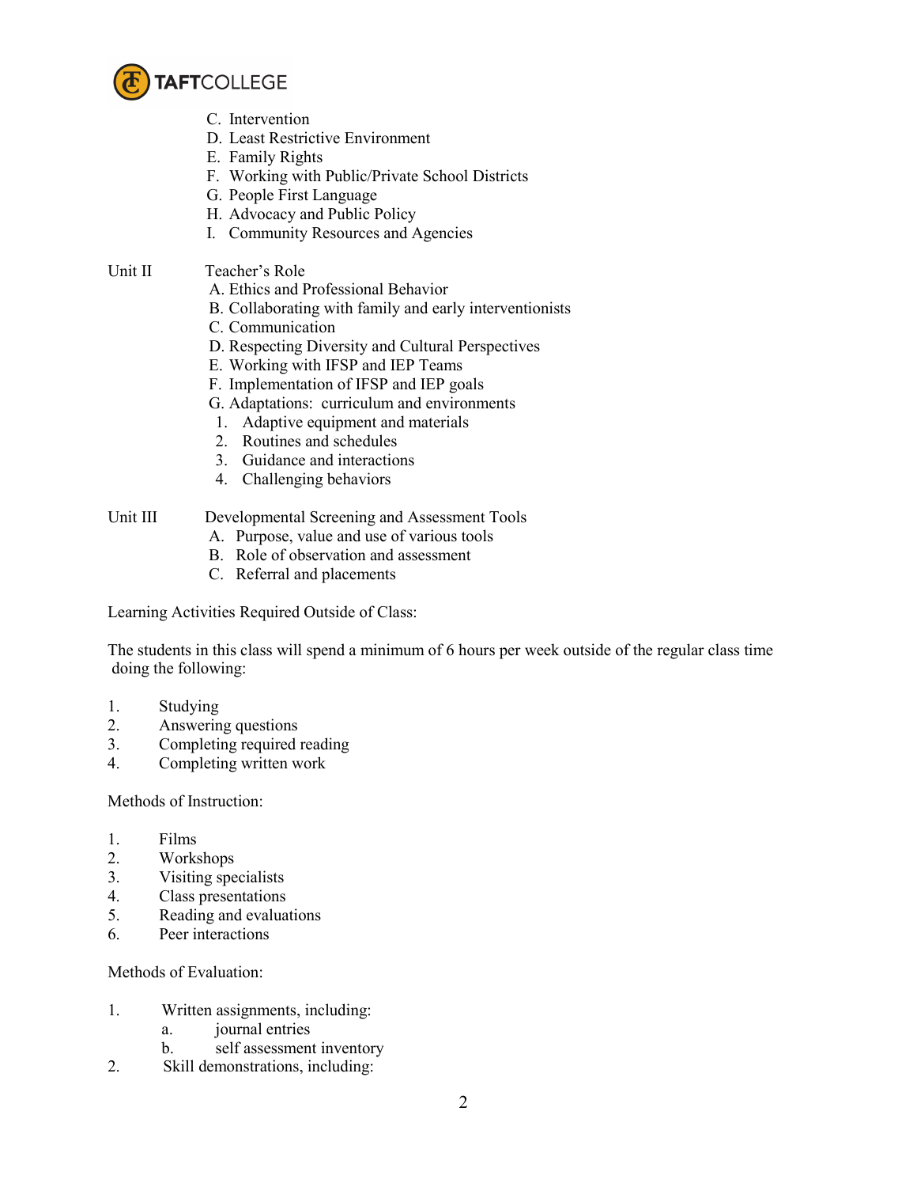C. Intervention
D. Least Restrictive Environment
E. Family Rights
F. Working with Public/Private School Districts
G. People First Language
H. Advocacy and Public Policy
I. Community Resources and Agencies

Unit II Teacher's Role

A. Ethics and Professional Behavior
B. Collaborating with family and early interventionists
C. Communication
D. Respecting Diversity and Cultural Perspectives
E. Working with IFSP and IEP Teams
F. Implementation of IFSP and IEP goals
G. Adaptations: curriculum and environments
   1. Adaptive equipment and materials
   2. Routines and schedules
   3. Guidance and interactions
   4. Challenging behaviors

Unit III Developmental Screening and Assessment Tools

A. Purpose, value and use of various tools
B. Role of observation and assessment
C. Referral and placements

Learning Activities Required Outside of Class:

The students in this class will spend a minimum of 6 hours per week outside of the regular class time doing the following:

1. Studying
2. Answering questions
3. Completing required reading
4. Completing written work

Methods of Instruction:

1. Films
2. Workshops
3. Visiting specialists
4. Class presentations
5. Reading and evaluations
6. Peer interactions

Methods of Evaluation:

1. Written assignments, including:
   a. journal entries
   b. self assessment inventory
2. Skill demonstrations, including: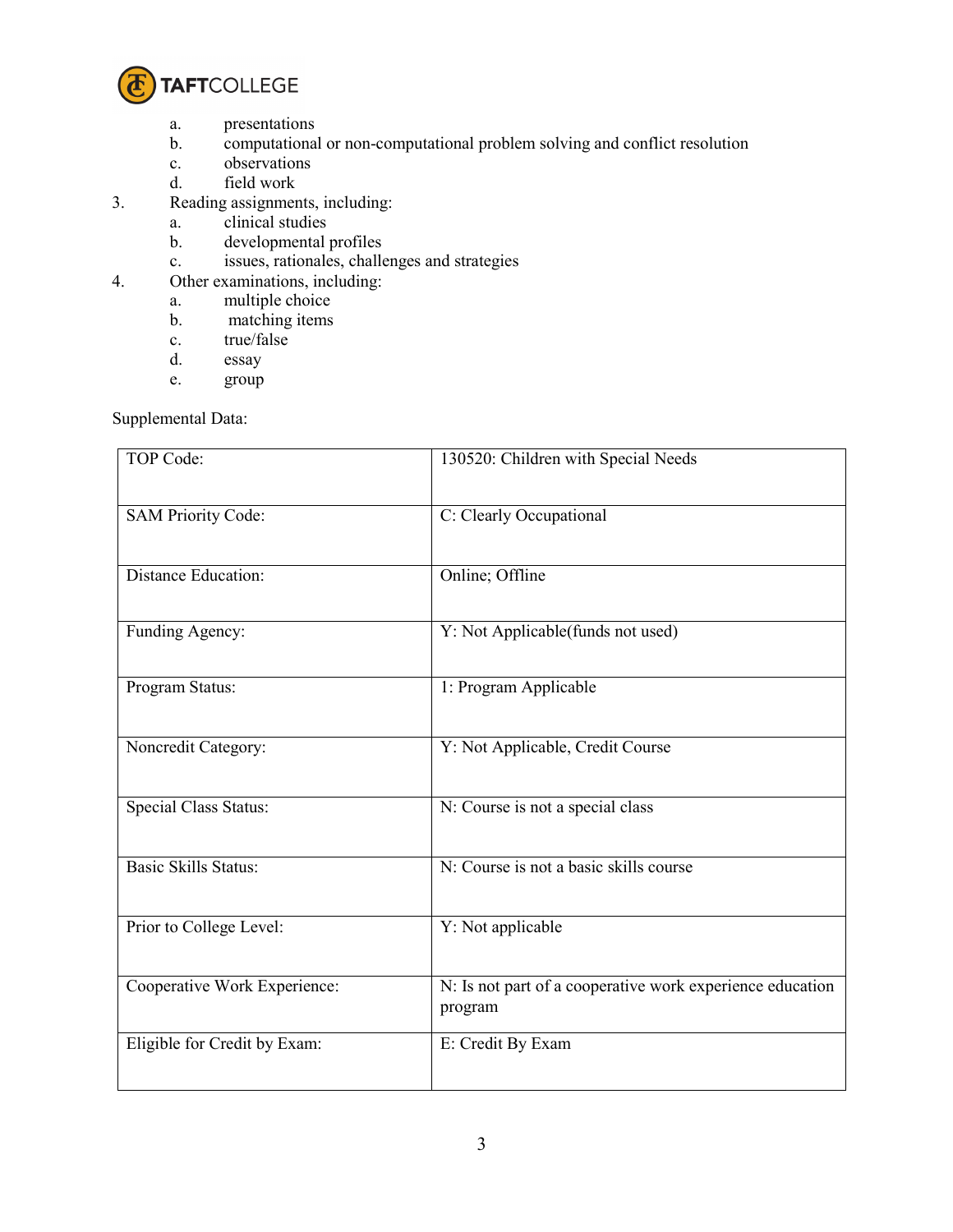a. presentations
   b. computational or non-computational problem solving and conflict resolution
   c. observations
   d. field work

3. Reading assignments, including:
   a. clinical studies
   b. developmental profiles
   c. issues, rationales, challenges and strategies

4. Other examinations, including:
   a. multiple choice
   b. matching items
   c. true/false
   d. essay
   e. group

Supplemental Data:

| | |
|---|---|
| TOP Code: | 130520: Children with Special Needs |
| SAM Priority Code: | C: Clearly Occupational |
| Distance Education: | Online; Offline |
| Funding Agency: | Y: Not Applicable(funds not used) |
| Program Status: | 1: Program Applicable |
| Noncredit Category: | Y: Not Applicable, Credit Course |
| Special Class Status: | N: Course is not a special class |
| Basic Skills Status: | N: Course is not a basic skills course |
| Prior to College Level: | Y: Not applicable |
| Cooperative Work Experience: | N: Is not part of a cooperative work experience education program |
| Eligible for Credit by Exam: | E: Credit By Exam |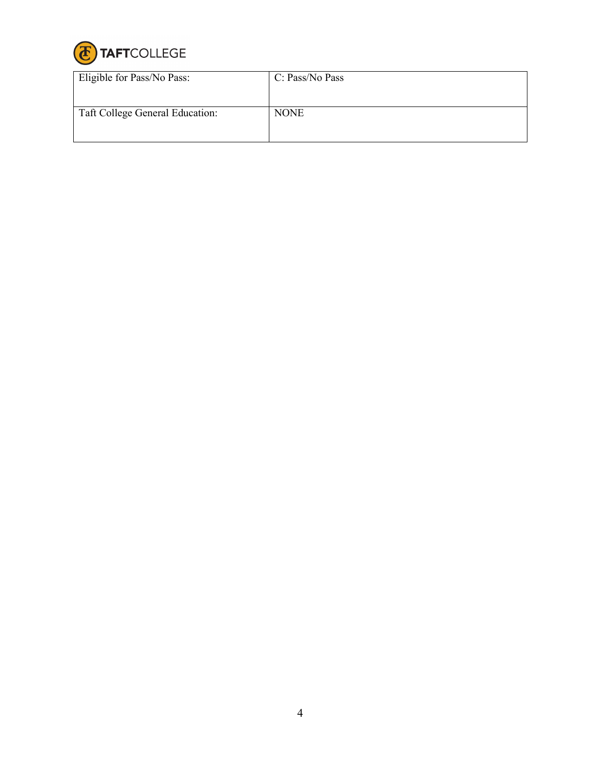| | |
|---|---|
| Eligible for Pass/No Pass: | C: Pass/No Pass |
| Taft College General Education: | NONE |